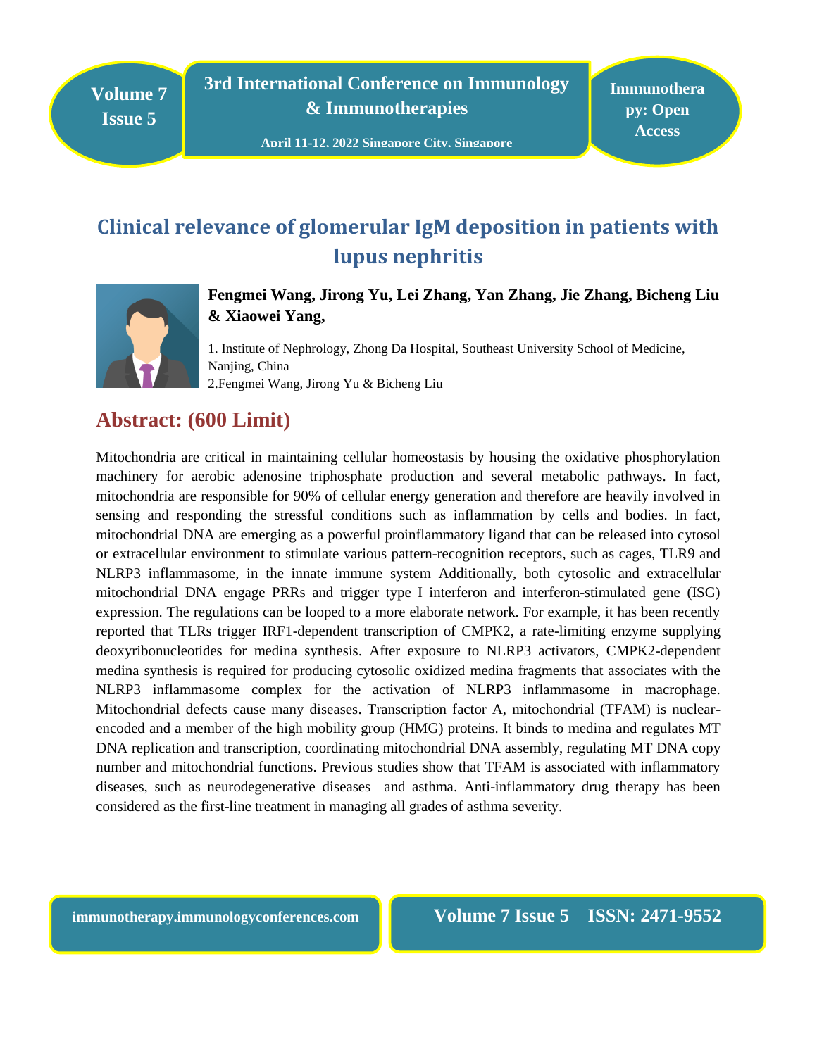# Clinical relevance of glomerular IgM deposition in patients with lupus nephritis

**Fengmei Wang, Jirong Yu, Lei Zhang, Yan Zhang, Jie Zhang, Bicheng Liu & Xiaowei Yang,**

1. Institute of Nephrology, Zhong Da Hospital, Southeast University School of Medicine, Nanjing, China
2.Fengmei Wang, Jirong Yu & Bicheng Liu

## Abstract: (600 Limit)

Mitochondria are critical in maintaining cellular homeostasis by housing the oxidative phosphorylation machinery for aerobic adenosine triphosphate production and several metabolic pathways. In fact, mitochondria are responsible for 90% of cellular energy generation and therefore are heavily involved in sensing and responding the stressful conditions such as inflammation by cells and bodies. In fact, mitochondrial DNA are emerging as a powerful proinflammatory ligand that can be released into cytosol or extracellular environment to stimulate various pattern-recognition receptors, such as cages, TLR9 and NLRP3 inflammasome, in the innate immune system Additionally, both cytosolic and extracellular mitochondrial DNA engage PRRs and trigger type I interferon and interferon-stimulated gene (ISG) expression. The regulations can be looped to a more elaborate network. For example, it has been recently reported that TLRs trigger IRF1-dependent transcription of CMPK2, a rate-limiting enzyme supplying deoxyribonucleotides for medina synthesis. After exposure to NLRP3 activators, CMPK2-dependent medina synthesis is required for producing cytosolic oxidized medina fragments that associates with the NLRP3 inflammasome complex for the activation of NLRP3 inflammasome in macrophage. Mitochondrial defects cause many diseases. Transcription factor A, mitochondrial (TFAM) is nuclear-encoded and a member of the high mobility group (HMG) proteins. It binds to medina and regulates MT DNA replication and transcription, coordinating mitochondrial DNA assembly, regulating MT DNA copy number and mitochondrial functions. Previous studies show that TFAM is associated with inflammatory diseases, such as neurodegenerative diseases and asthma. Anti-inflammatory drug therapy has been considered as the first-line treatment in managing all grades of asthma severity.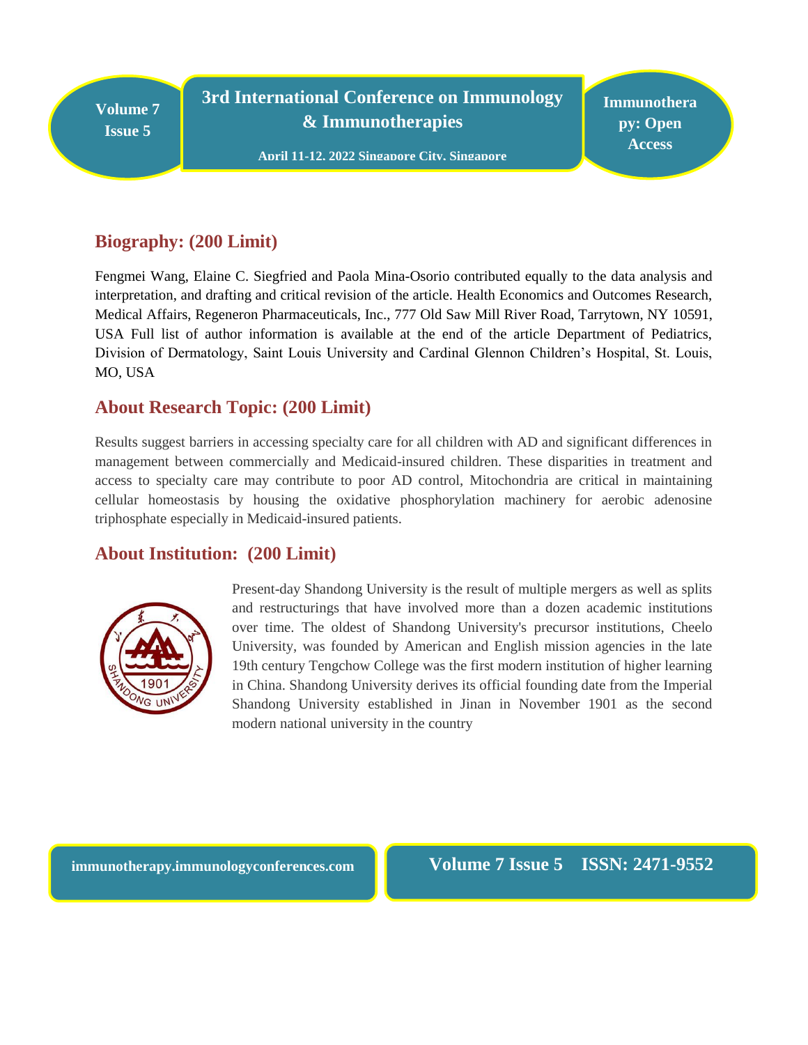## Biography: (200 Limit)

Fengmei Wang, Elaine C. Siegfried and Paola Mina-Osorio contributed equally to the data analysis and interpretation, and drafting and critical revision of the article. Health Economics and Outcomes Research, Medical Affairs, Regeneron Pharmaceuticals, Inc., 777 Old Saw Mill River Road, Tarrytown, NY 10591, USA Full list of author information is available at the end of the article Department of Pediatrics, Division of Dermatology, Saint Louis University and Cardinal Glennon Children's Hospital, St. Louis, MO, USA

## About Research Topic: (200 Limit)

Results suggest barriers in accessing specialty care for all children with AD and significant differences in management between commercially and Medicaid-insured children. These disparities in treatment and access to specialty care may contribute to poor AD control, Mitochondria are critical in maintaining cellular homeostasis by housing the oxidative phosphorylation machinery for aerobic adenosine triphosphate especially in Medicaid-insured patients.

## About Institution: (200 Limit)

Present-day Shandong University is the result of multiple mergers as well as splits and restructurings that have involved more than a dozen academic institutions over time. The oldest of Shandong University's precursor institutions, Cheelo University, was founded by American and English mission agencies in the late 19th century Tengchow College was the first modern institution of higher learning in China. Shandong University derives its official founding date from the Imperial Shandong University established in Jinan in November 1901 as the second modern national university in the country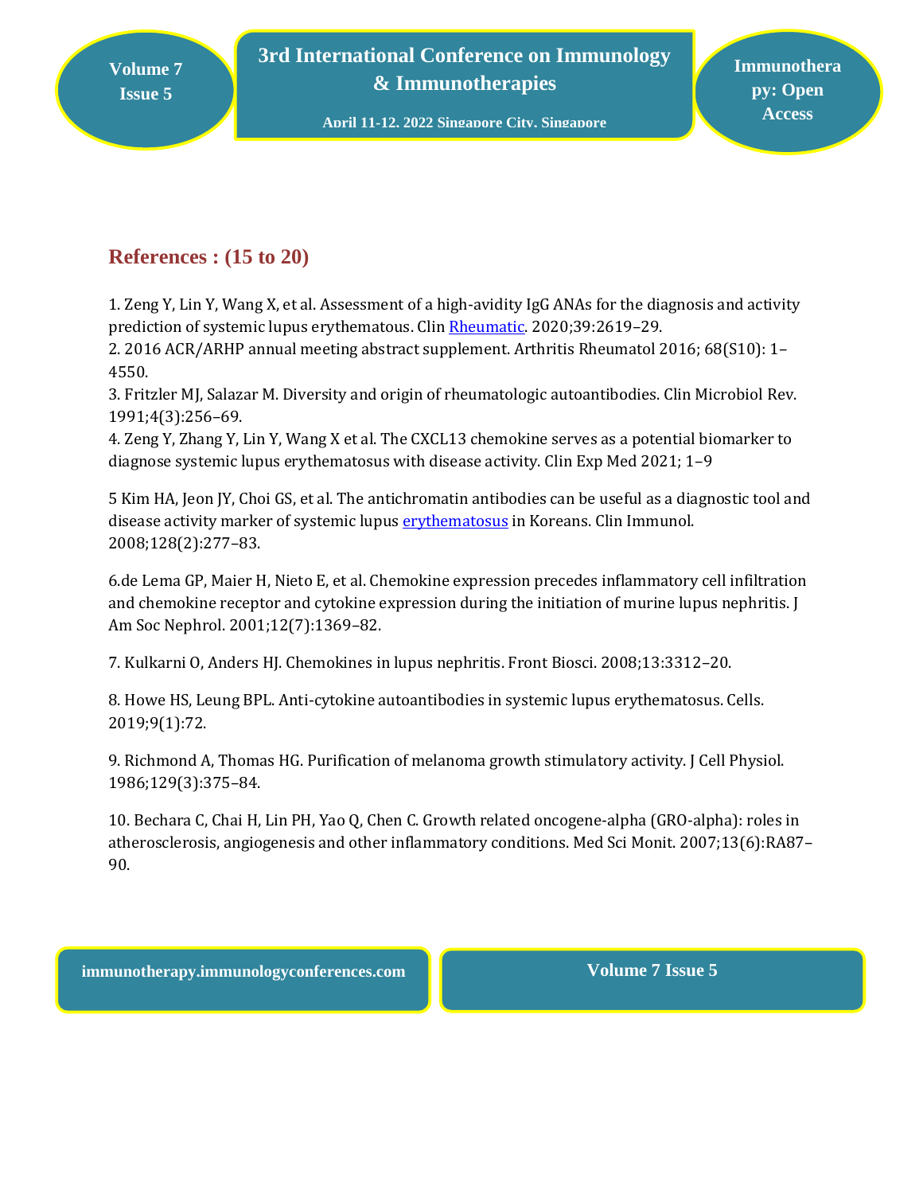## References : (15 to 20)

1. Zeng Y, Lin Y, Wang X, et al. Assessment of a high-avidity IgG ANAs for the diagnosis and activity prediction of systemic lupus erythematous. Clin Rheumatic. 2020;39:2619–29.
2. 2016 ACR/ARHP annual meeting abstract supplement. Arthritis Rheumatol 2016; 68(S10): 1–4550.
3. Fritzler MJ, Salazar M. Diversity and origin of rheumatologic autoantibodies. Clin Microbiol Rev. 1991;4(3):256–69.
4. Zeng Y, Zhang Y, Lin Y, Wang X et al. The CXCL13 chemokine serves as a potential biomarker to diagnose systemic lupus erythematosus with disease activity. Clin Exp Med 2021; 1–9

5 Kim HA, Jeon JY, Choi GS, et al. The antichromatin antibodies can be useful as a diagnostic tool and disease activity marker of systemic lupus erythematosus in Koreans. Clin Immunol. 2008;128(2):277–83.

6.de Lema GP, Maier H, Nieto E, et al. Chemokine expression precedes inflammatory cell infiltration and chemokine receptor and cytokine expression during the initiation of murine lupus nephritis. J Am Soc Nephrol. 2001;12(7):1369–82.

7. Kulkarni O, Anders HJ. Chemokines in lupus nephritis. Front Biosci. 2008;13:3312–20.

8. Howe HS, Leung BPL. Anti-cytokine autoantibodies in systemic lupus erythematosus. Cells. 2019;9(1):72.

9. Richmond A, Thomas HG. Purification of melanoma growth stimulatory activity. J Cell Physiol. 1986;129(3):375–84.

10. Bechara C, Chai H, Lin PH, Yao Q, Chen C. Growth related oncogene-alpha (GRO-alpha): roles in atherosclerosis, angiogenesis and other inflammatory conditions. Med Sci Monit. 2007;13(6):RA87–90.